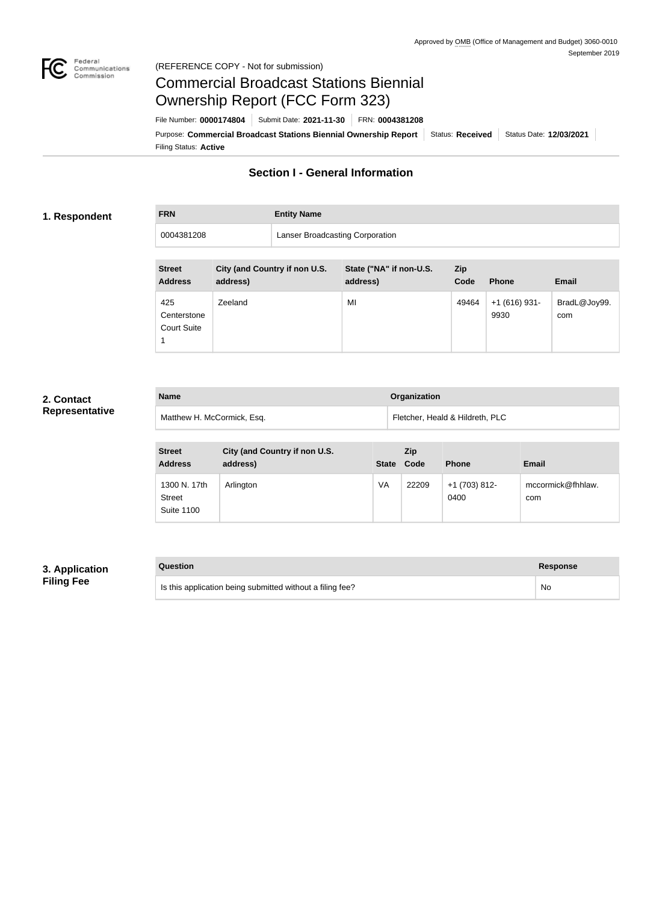Approved by OMB (Office of Management and Budget) 3060-0010
September 2019

(REFERENCE COPY - Not for submission)

# Commercial Broadcast Stations Biennial Ownership Report (FCC Form 323)

File Number: **0000174804** | Submit Date: **2021-11-30** | FRN: **0004381208**

Purpose: **Commercial Broadcast Stations Biennial Ownership Report** | Status: **Received** | Status Date: **12/03/2021**

Filing Status: **Active**

## Section I - General Information

### 1. Respondent

| FRN | Entity Name |
|---|---|
| 0004381208 | Lanser Broadcasting Corporation |

| Street Address | City (and Country if non U.S. address) | State ("NA" if non-U.S. address) | Zip Code | Phone | Email |
|---|---|---|---|---|---|
| 425 Centerstone Court Suite 1 | Zeeland | MI | 49464 | +1 (616) 931-9930 | BradL@Joy99.com |

### 2. Contact Representative

| Name | Organization |
|---|---|
| Matthew H. McCormick, Esq. | Fletcher, Heald & Hildreth, PLC |

| Street Address | City (and Country if non U.S. address) | State | Zip Code | Phone | Email |
|---|---|---|---|---|---|
| 1300 N. 17th Street Suite 1100 | Arlington | VA | 22209 | +1 (703) 812-0400 | mccormick@fhhlaw.com |

### 3. Application Filing Fee

| Question | Response |
|---|---|
| Is this application being submitted without a filing fee? | No |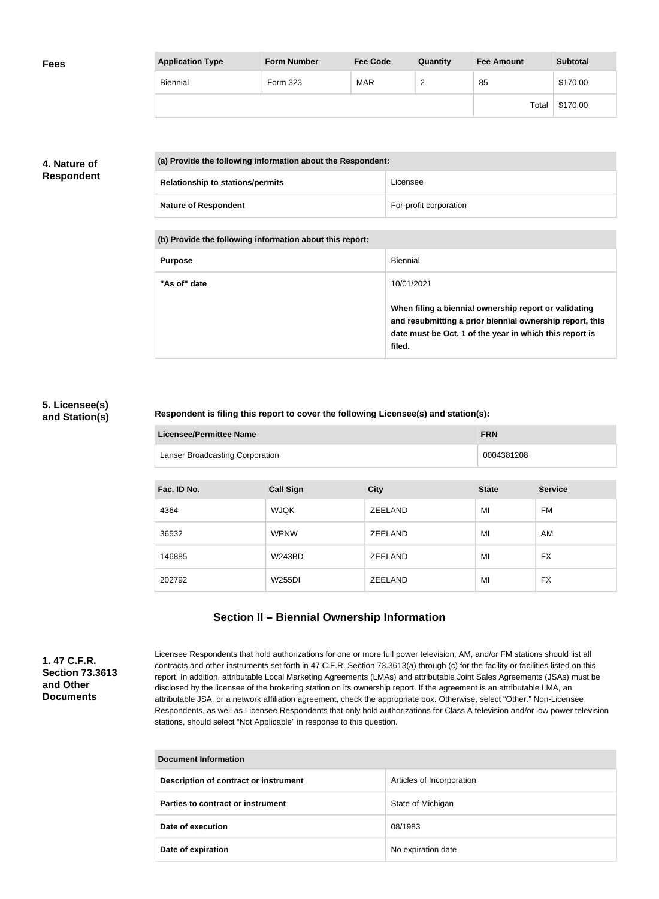**Fees**

| Application Type | Form Number | Fee Code | Quantity | Fee Amount | Subtotal |
|---|---|---|---|---|---|
| Biennial | Form 323 | MAR | 2 | 85 | $170.00 |
| | | | | Total | $170.00 |

**4. Nature of Respondent**

| (a) Provide the following information about the Respondent: | |
|---|---|
| **Relationship to stations/permits** | Licensee |
| **Nature of Respondent** | For-profit corporation |

| (b) Provide the following information about this report: | |
|---|---|
| **Purpose** | Biennial |
| **"As of" date** | 10/01/2021<br><br>**When filing a biennial ownership report or validating and resubmitting a prior biennial ownership report, this date must be Oct. 1 of the year in which this report is filed.** |

**5. Licensee(s) and Station(s)**

**Respondent is filing this report to cover the following Licensee(s) and station(s):**

| Licensee/Permittee Name | FRN |
|---|---|
| Lanser Broadcasting Corporation | 0004381208 |

| Fac. ID No. | Call Sign | City | State | Service |
|---|---|---|---|---|
| 4364 | WJQK | ZEELAND | MI | FM |
| 36532 | WPNW | ZEELAND | MI | AM |
| 146885 | W243BD | ZEELAND | MI | FX |
| 202792 | W255DI | ZEELAND | MI | FX |

## Section II – Biennial Ownership Information

**1. 47 C.F.R. Section 73.3613 and Other Documents**

Licensee Respondents that hold authorizations for one or more full power television, AM, and/or FM stations should list all contracts and other instruments set forth in 47 C.F.R. Section 73.3613(a) through (c) for the facility or facilities listed on this report. In addition, attributable Local Marketing Agreements (LMAs) and attributable Joint Sales Agreements (JSAs) must be disclosed by the licensee of the brokering station on its ownership report. If the agreement is an attributable LMA, an attributable JSA, or a network affiliation agreement, check the appropriate box. Otherwise, select "Other." Non-Licensee Respondents, as well as Licensee Respondents that only hold authorizations for Class A television and/or low power television stations, should select "Not Applicable" in response to this question.

| Document Information | |
|---|---|
| **Description of contract or instrument** | Articles of Incorporation |
| **Parties to contract or instrument** | State of Michigan |
| **Date of execution** | 08/1983 |
| **Date of expiration** | No expiration date |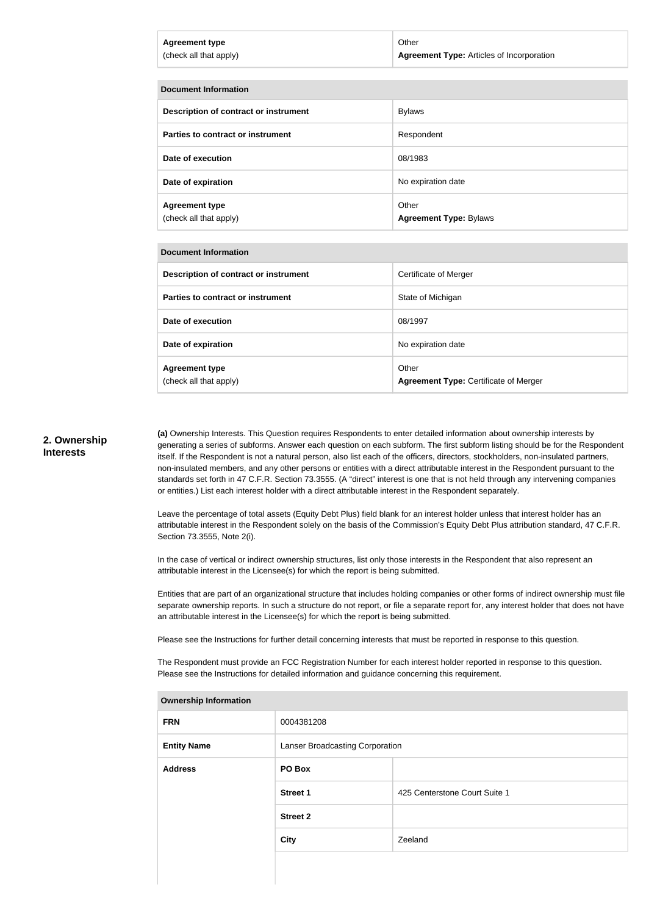| Agreement type (check all that apply) | Other **Agreement Type:** Articles of Incorporation |
|---|---|

| Document Information | |
|---|---|
| **Description of contract or instrument** | Bylaws |
| **Parties to contract or instrument** | Respondent |
| **Date of execution** | 08/1983 |
| **Date of expiration** | No expiration date |
| **Agreement type** (check all that apply) | Other **Agreement Type:** Bylaws |

| Document Information | |
|---|---|
| **Description of contract or instrument** | Certificate of Merger |
| **Parties to contract or instrument** | State of Michigan |
| **Date of execution** | 08/1997 |
| **Date of expiration** | No expiration date |
| **Agreement type** (check all that apply) | Other **Agreement Type:** Certificate of Merger |

## 2. Ownership Interests

**(a)** Ownership Interests. This Question requires Respondents to enter detailed information about ownership interests by generating a series of subforms. Answer each question on each subform. The first subform listing should be for the Respondent itself. If the Respondent is not a natural person, also list each of the officers, directors, stockholders, non-insulated partners, non-insulated members, and any other persons or entities with a direct attributable interest in the Respondent pursuant to the standards set forth in 47 C.F.R. Section 73.3555. (A "direct" interest is one that is not held through any intervening companies or entities.) List each interest holder with a direct attributable interest in the Respondent separately.

Leave the percentage of total assets (Equity Debt Plus) field blank for an interest holder unless that interest holder has an attributable interest in the Respondent solely on the basis of the Commission's Equity Debt Plus attribution standard, 47 C.F.R. Section 73.3555, Note 2(i).

In the case of vertical or indirect ownership structures, list only those interests in the Respondent that also represent an attributable interest in the Licensee(s) for which the report is being submitted.

Entities that are part of an organizational structure that includes holding companies or other forms of indirect ownership must file separate ownership reports. In such a structure do not report, or file a separate report for, any interest holder that does not have an attributable interest in the Licensee(s) for which the report is being submitted.

Please see the Instructions for further detail concerning interests that must be reported in response to this question.

The Respondent must provide an FCC Registration Number for each interest holder reported in response to this question. Please see the Instructions for detailed information and guidance concerning this requirement.

| Ownership Information | | |
|---|---|---|
| **FRN** | 0004381208 | |
| **Entity Name** | Lanser Broadcasting Corporation | |
| **Address** | **PO Box** | |
| | **Street 1** | 425 Centerstone Court Suite 1 |
| | **Street 2** | |
| | **City** | Zeeland |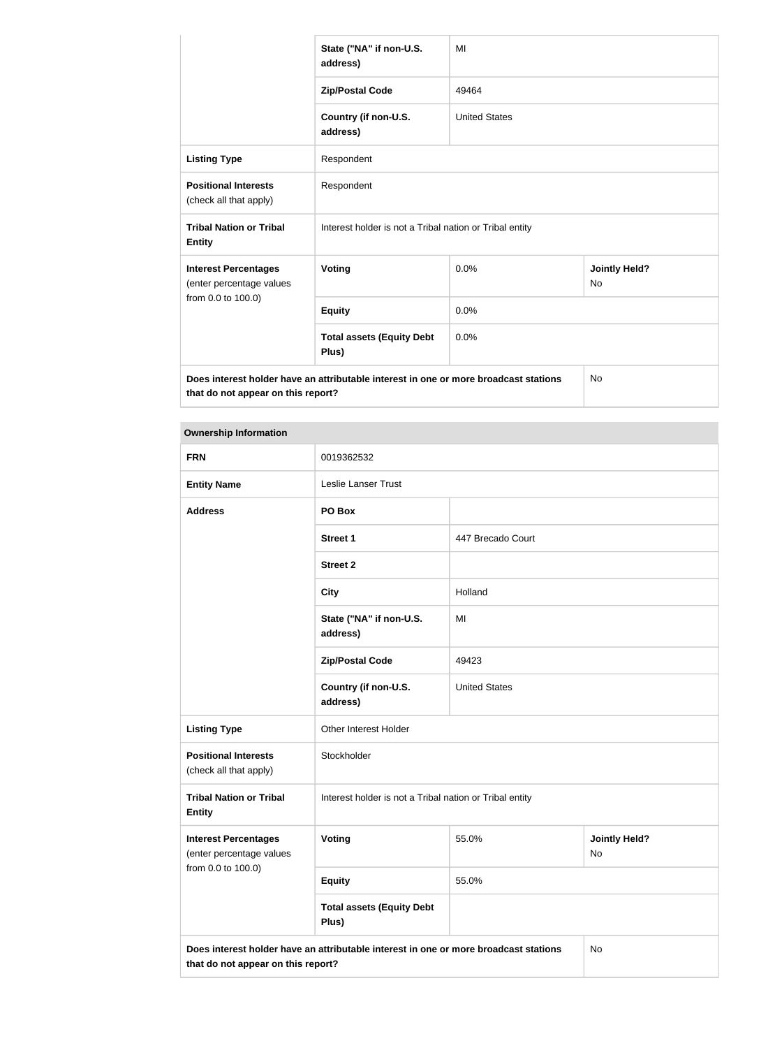| | | | |
|---|---|---|---|
| | State ("NA" if non-U.S. address) | MI | |
| | Zip/Postal Code | 49464 | |
| | Country (if non-U.S. address) | United States | |
| **Listing Type** | Respondent | | |
| **Positional Interests** (check all that apply) | Respondent | | |
| **Tribal Nation or Tribal Entity** | Interest holder is not a Tribal nation or Tribal entity | | |
| **Interest Percentages** (enter percentage values from 0.0 to 100.0) | **Voting** | 0.0% | **Jointly Held?** No |
| | **Equity** | 0.0% | |
| | **Total assets (Equity Debt Plus)** | 0.0% | |
| **Does interest holder have an attributable interest in one or more broadcast stations that do not appear on this report?** | | | No |

| **Ownership Information** | | | |
|---|---|---|---|
| **FRN** | 0019362532 | | |
| **Entity Name** | Leslie Lanser Trust | | |
| **Address** | **PO Box** | | |
| | **Street 1** | 447 Brecado Court | |
| | **Street 2** | | |
| | **City** | Holland | |
| | **State ("NA" if non-U.S. address)** | MI | |
| | **Zip/Postal Code** | 49423 | |
| | **Country (if non-U.S. address)** | United States | |
| **Listing Type** | Other Interest Holder | | |
| **Positional Interests** (check all that apply) | Stockholder | | |
| **Tribal Nation or Tribal Entity** | Interest holder is not a Tribal nation or Tribal entity | | |
| **Interest Percentages** (enter percentage values from 0.0 to 100.0) | **Voting** | 55.0% | **Jointly Held?** No |
| | **Equity** | 55.0% | |
| | **Total assets (Equity Debt Plus)** | | |
| **Does interest holder have an attributable interest in one or more broadcast stations that do not appear on this report?** | | | No |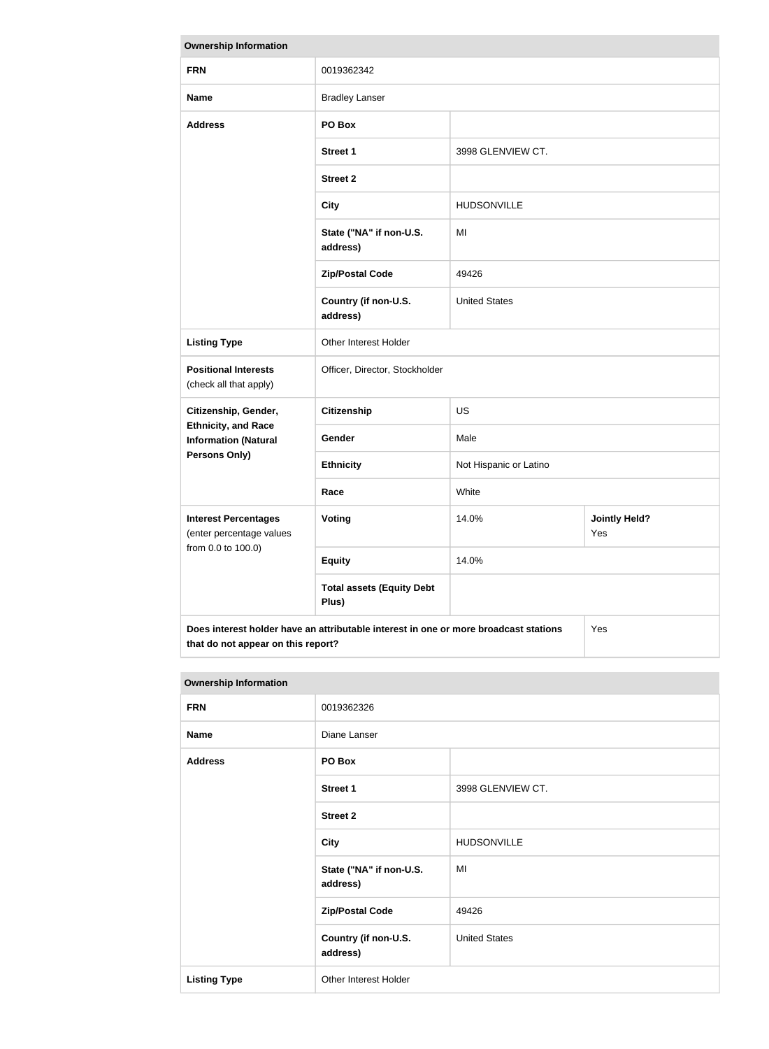| Ownership Information | | | |
| --- | --- | --- | --- |
| **FRN** | 0019362342 | | |
| **Name** | Bradley Lanser | | |
| **Address** | **PO Box** | | |
| | **Street 1** | 3998 GLENVIEW CT. | |
| | **Street 2** | | |
| | **City** | HUDSONVILLE | |
| | **State ("NA" if non-U.S. address)** | MI | |
| | **Zip/Postal Code** | 49426 | |
| | **Country (if non-U.S. address)** | United States | |
| **Listing Type** | Other Interest Holder | | |
| **Positional Interests** (check all that apply) | Officer, Director, Stockholder | | |
| **Citizenship, Gender, Ethnicity, and Race Information (Natural Persons Only)** | **Citizenship** | US | |
| | **Gender** | Male | |
| | **Ethnicity** | Not Hispanic or Latino | |
| | **Race** | White | |
| **Interest Percentages** (enter percentage values from 0.0 to 100.0) | **Voting** | 14.0% | **Jointly Held?** Yes |
| | **Equity** | 14.0% | |
| | **Total assets (Equity Debt Plus)** | | |
| **Does interest holder have an attributable interest in one or more broadcast stations that do not appear on this report?** | | | Yes |

| Ownership Information | | |
| --- | --- | --- |
| **FRN** | 0019362326 | |
| **Name** | Diane Lanser | |
| **Address** | **PO Box** | |
| | **Street 1** | 3998 GLENVIEW CT. |
| | **Street 2** | |
| | **City** | HUDSONVILLE |
| | **State ("NA" if non-U.S. address)** | MI |
| | **Zip/Postal Code** | 49426 |
| | **Country (if non-U.S. address)** | United States |
| **Listing Type** | Other Interest Holder | |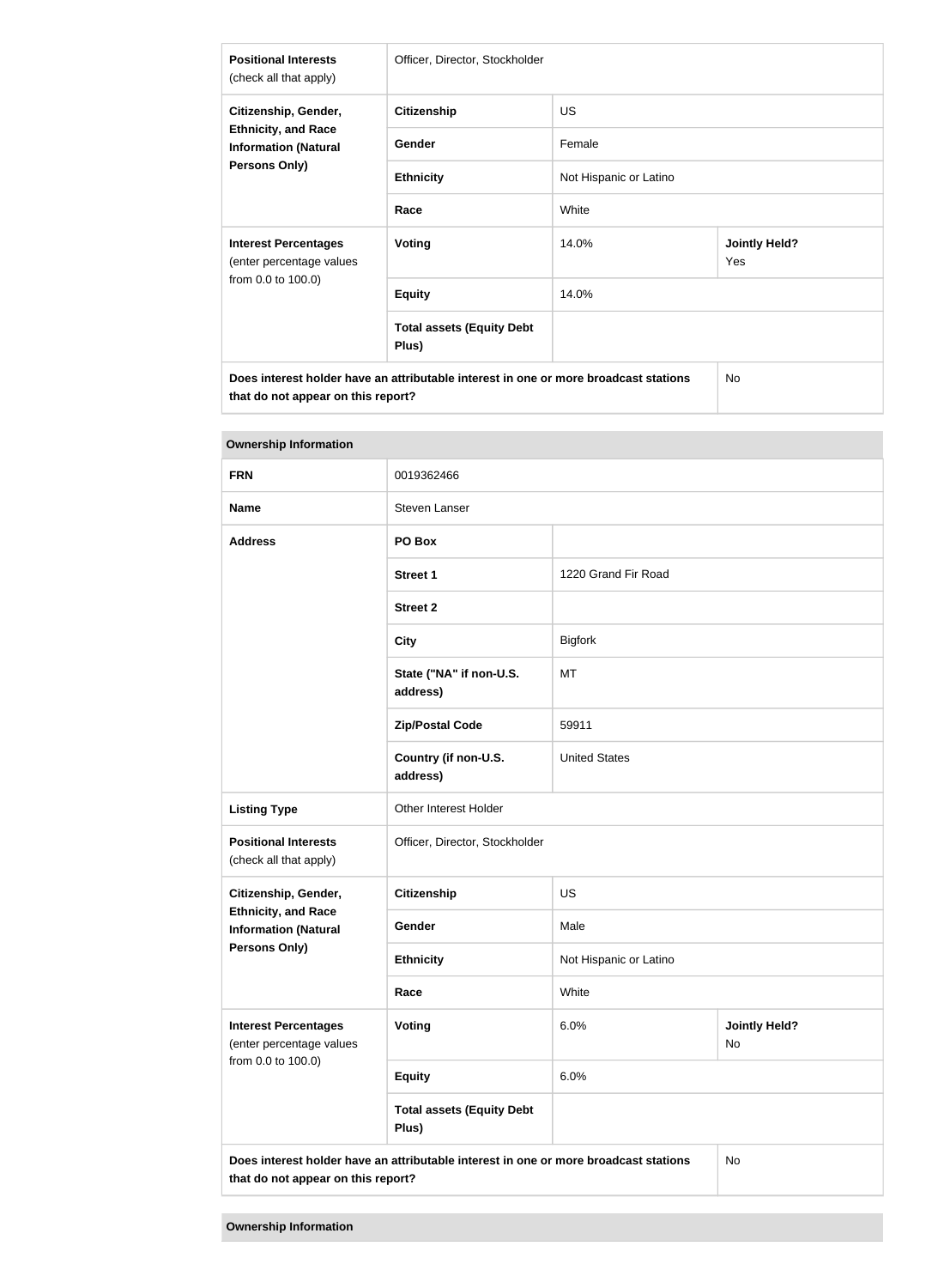| **Positional Interests** (check all that apply) | Officer, Director, Stockholder | |
|---|---|---|
| **Citizenship, Gender, Ethnicity, and Race Information (Natural Persons Only)** | **Citizenship** | US |
| | **Gender** | Female |
| | **Ethnicity** | Not Hispanic or Latino |
| | **Race** | White |
| **Interest Percentages** (enter percentage values from 0.0 to 100.0) | **Voting** | 14.0% | **Jointly Held?** Yes |
| | **Equity** | 14.0% |
| | **Total assets (Equity Debt Plus)** | |
| **Does interest holder have an attributable interest in one or more broadcast stations that do not appear on this report?** | | No |

**Ownership Information**

| **FRN** | 0019362466 | |
|---|---|---|
| **Name** | Steven Lanser | |
| **Address** | **PO Box** | |
| | **Street 1** | 1220 Grand Fir Road |
| | **Street 2** | |
| | **City** | Bigfork |
| | **State ("NA" if non-U.S. address)** | MT |
| | **Zip/Postal Code** | 59911 |
| | **Country (if non-U.S. address)** | United States |
| **Listing Type** | Other Interest Holder | |
| **Positional Interests** (check all that apply) | Officer, Director, Stockholder | |
| **Citizenship, Gender, Ethnicity, and Race Information (Natural Persons Only)** | **Citizenship** | US |
| | **Gender** | Male |
| | **Ethnicity** | Not Hispanic or Latino |
| | **Race** | White |
| **Interest Percentages** (enter percentage values from 0.0 to 100.0) | **Voting** | 6.0% | **Jointly Held?** No |
| | **Equity** | 6.0% |
| | **Total assets (Equity Debt Plus)** | |
| **Does interest holder have an attributable interest in one or more broadcast stations that do not appear on this report?** | | No |

**Ownership Information**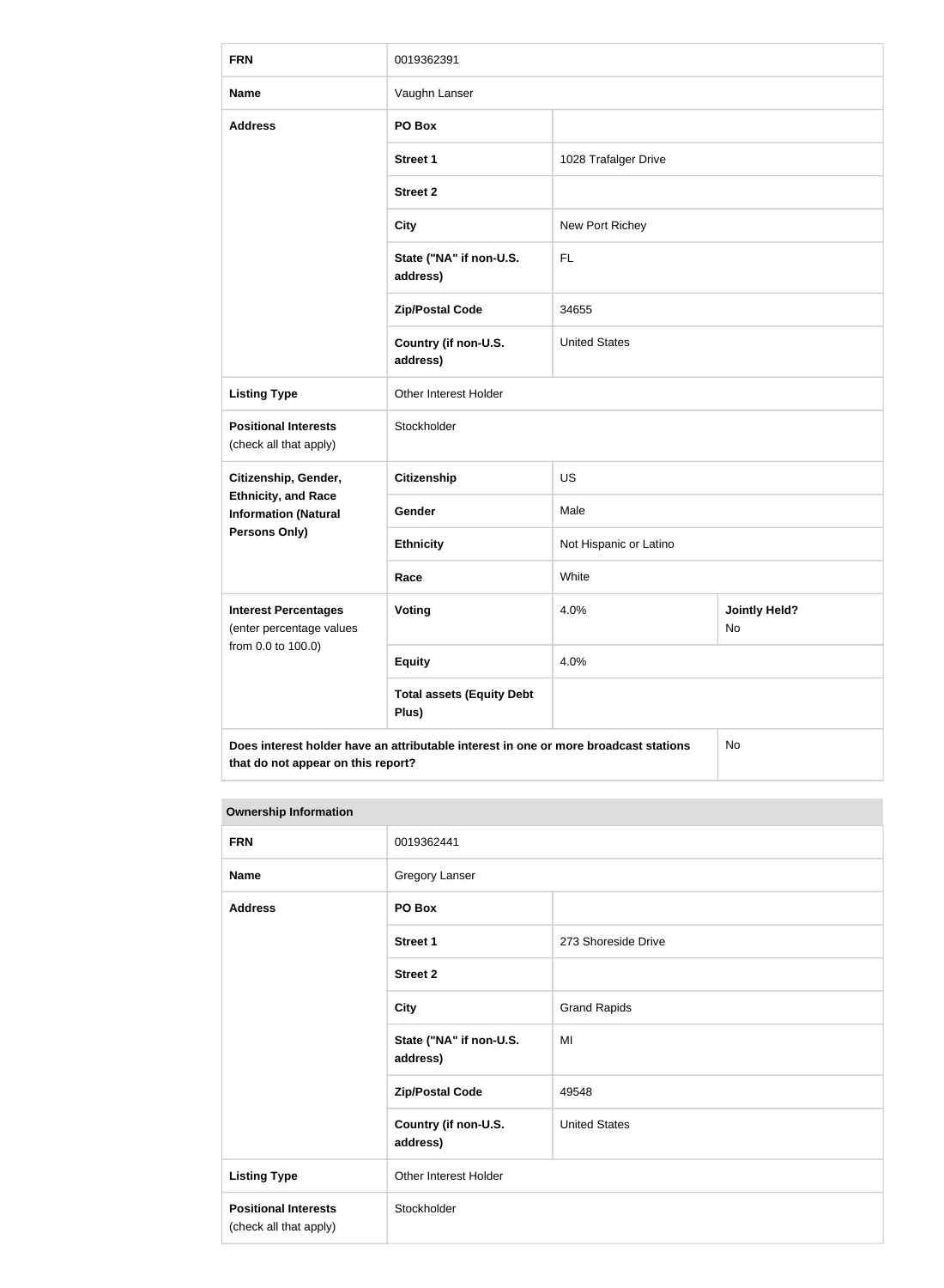| FRN | 0019362391 | | |
|---|---|---|---|
| **Name** | Vaughn Lanser | | |
| **Address** | **PO Box** | | |
| | **Street 1** | 1028 Trafalger Drive | |
| | **Street 2** | | |
| | **City** | New Port Richey | |
| | **State ("NA" if non-U.S. address)** | FL | |
| | **Zip/Postal Code** | 34655 | |
| | **Country (if non-U.S. address)** | United States | |
| **Listing Type** | Other Interest Holder | | |
| **Positional Interests** (check all that apply) | Stockholder | | |
| **Citizenship, Gender, Ethnicity, and Race Information (Natural Persons Only)** | **Citizenship** | US | |
| | **Gender** | Male | |
| | **Ethnicity** | Not Hispanic or Latino | |
| | **Race** | White | |
| **Interest Percentages** (enter percentage values from 0.0 to 100.0) | **Voting** | 4.0% | **Jointly Held?** No |
| | **Equity** | 4.0% | |
| | **Total assets (Equity Debt Plus)** | | |
| **Does interest holder have an attributable interest in one or more broadcast stations that do not appear on this report?** | | | No |

**Ownership Information**

| FRN | 0019362441 | |
|---|---|---|
| **Name** | Gregory Lanser | |
| **Address** | **PO Box** | |
| | **Street 1** | 273 Shoreside Drive |
| | **Street 2** | |
| | **City** | Grand Rapids |
| | **State ("NA" if non-U.S. address)** | MI |
| | **Zip/Postal Code** | 49548 |
| | **Country (if non-U.S. address)** | United States |
| **Listing Type** | Other Interest Holder | |
| **Positional Interests** (check all that apply) | Stockholder | |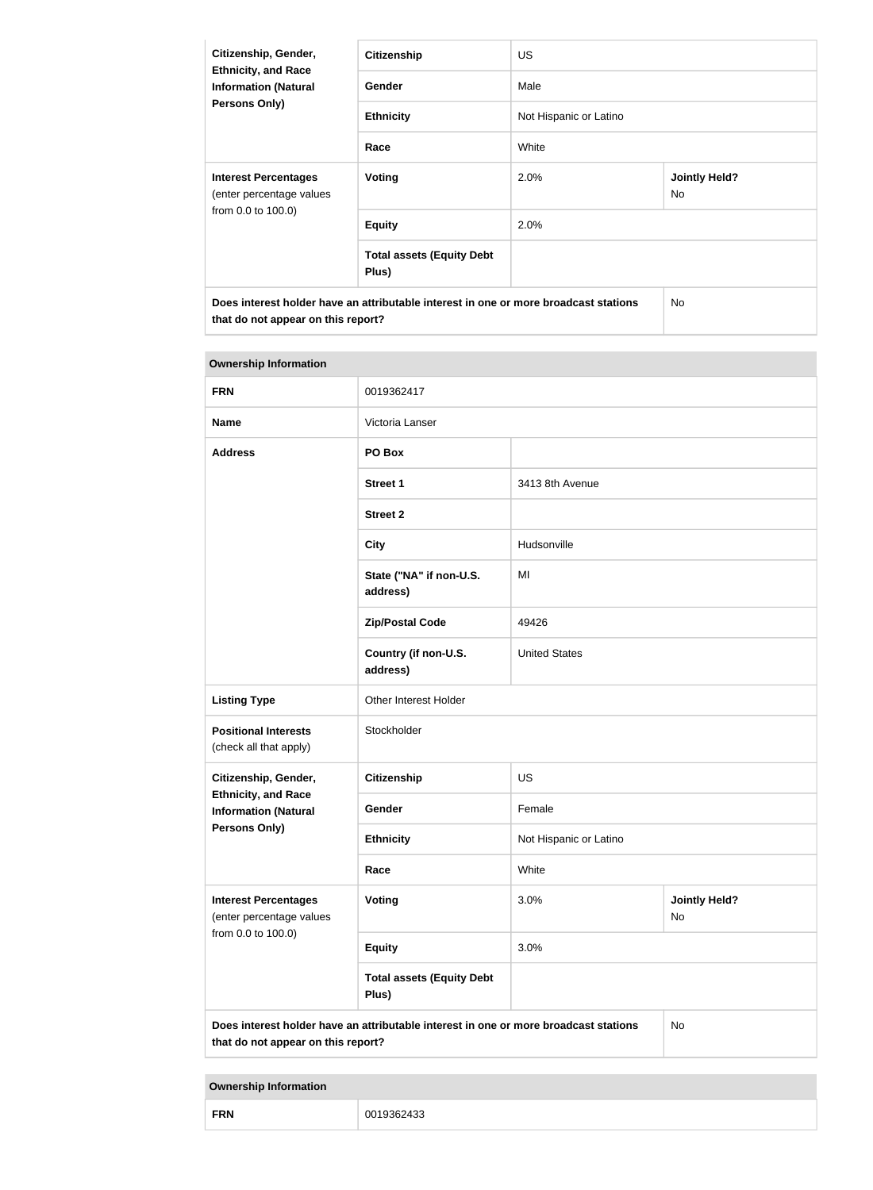| Citizenship, Gender, Ethnicity, and Race Information (Natural Persons Only) | Citizenship | US | |
|---|---|---|---|
| | Gender | Male | |
| | Ethnicity | Not Hispanic or Latino | |
| | Race | White | |
| Interest Percentages (enter percentage values from 0.0 to 100.0) | Voting | 2.0% | Jointly Held? No |
| | Equity | 2.0% | |
| | Total assets (Equity Debt Plus) | | |
| Does interest holder have an attributable interest in one or more broadcast stations that do not appear on this report? | | | No |

| Ownership Information | | | |
|---|---|---|---|
| FRN | 0019362417 | | |
| Name | Victoria Lanser | | |
| Address | PO Box | | |
| | Street 1 | 3413 8th Avenue | |
| | Street 2 | | |
| | City | Hudsonville | |
| | State ("NA" if non-U.S. address) | MI | |
| | Zip/Postal Code | 49426 | |
| | Country (if non-U.S. address) | United States | |
| Listing Type | Other Interest Holder | | |
| Positional Interests (check all that apply) | Stockholder | | |
| Citizenship, Gender, Ethnicity, and Race Information (Natural Persons Only) | Citizenship | US | |
| | Gender | Female | |
| | Ethnicity | Not Hispanic or Latino | |
| | Race | White | |
| Interest Percentages (enter percentage values from 0.0 to 100.0) | Voting | 3.0% | Jointly Held? No |
| | Equity | 3.0% | |
| | Total assets (Equity Debt Plus) | | |
| Does interest holder have an attributable interest in one or more broadcast stations that do not appear on this report? | | | No |

| Ownership Information | |
|---|---|
| FRN | 0019362433 |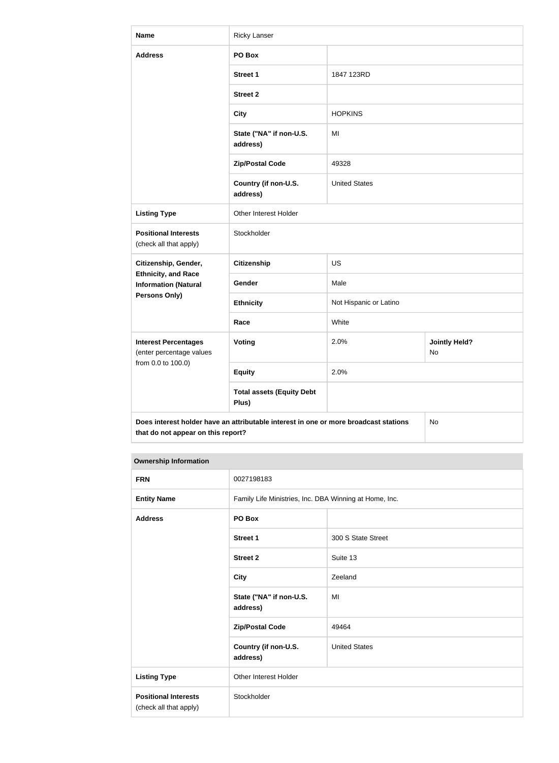| Name | Ricky Lanser | | |
|---|---|---|---|
| Address | PO Box | | |
| | Street 1 | 1847 123RD | |
| | Street 2 | | |
| | City | HOPKINS | |
| | State ("NA" if non-U.S. address) | MI | |
| | Zip/Postal Code | 49328 | |
| | Country (if non-U.S. address) | United States | |
| Listing Type | Other Interest Holder | | |
| Positional Interests (check all that apply) | Stockholder | | |
| Citizenship, Gender, Ethnicity, and Race Information (Natural Persons Only) | Citizenship | US | |
| | Gender | Male | |
| | Ethnicity | Not Hispanic or Latino | |
| | Race | White | |
| Interest Percentages (enter percentage values from 0.0 to 100.0) | Voting | 2.0% | Jointly Held? No |
| | Equity | 2.0% | |
| | Total assets (Equity Debt Plus) | | |
| Does interest holder have an attributable interest in one or more broadcast stations that do not appear on this report? | | | No |

**Ownership Information**

| FRN | 0027198183 | |
|---|---|---|
| Entity Name | Family Life Ministries, Inc. DBA Winning at Home, Inc. | |
| Address | PO Box | |
| | Street 1 | 300 S State Street |
| | Street 2 | Suite 13 |
| | City | Zeeland |
| | State ("NA" if non-U.S. address) | MI |
| | Zip/Postal Code | 49464 |
| | Country (if non-U.S. address) | United States |
| Listing Type | Other Interest Holder | |
| Positional Interests (check all that apply) | Stockholder | |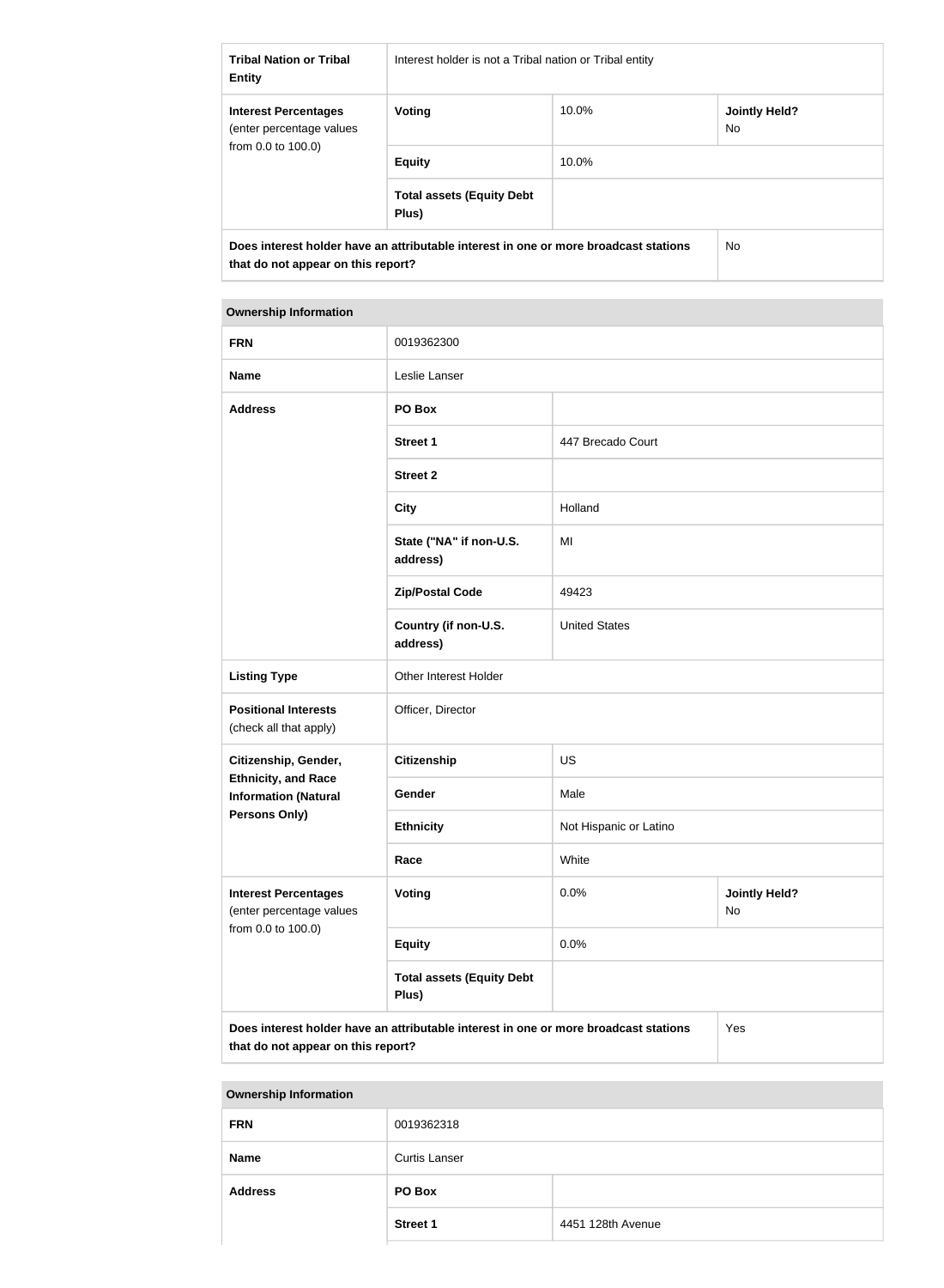| **Tribal Nation or Tribal Entity** | Interest holder is not a Tribal nation or Tribal entity | | |
|---|---|---|---|
| **Interest Percentages** (enter percentage values from 0.0 to 100.0) | **Voting** | 10.0% | **Jointly Held?** No |
| | **Equity** | 10.0% | |
| | **Total assets (Equity Debt Plus)** | | |
| **Does interest holder have an attributable interest in one or more broadcast stations that do not appear on this report?** | | | No |

| **Ownership Information** | | | |
|---|---|---|---|
| **FRN** | 0019362300 | | |
| **Name** | Leslie Lanser | | |
| **Address** | **PO Box** | | |
| | **Street 1** | 447 Brecado Court | |
| | **Street 2** | | |
| | **City** | Holland | |
| | **State ("NA" if non-U.S. address)** | MI | |
| | **Zip/Postal Code** | 49423 | |
| | **Country (if non-U.S. address)** | United States | |
| **Listing Type** | Other Interest Holder | | |
| **Positional Interests** (check all that apply) | Officer, Director | | |
| **Citizenship, Gender, Ethnicity, and Race Information (Natural Persons Only)** | **Citizenship** | US | |
| | **Gender** | Male | |
| | **Ethnicity** | Not Hispanic or Latino | |
| | **Race** | White | |
| **Interest Percentages** (enter percentage values from 0.0 to 100.0) | **Voting** | 0.0% | **Jointly Held?** No |
| | **Equity** | 0.0% | |
| | **Total assets (Equity Debt Plus)** | | |
| **Does interest holder have an attributable interest in one or more broadcast stations that do not appear on this report?** | | | Yes |

| **Ownership Information** | | |
|---|---|---|
| **FRN** | 0019362318 | |
| **Name** | Curtis Lanser | |
| **Address** | **PO Box** | |
| | **Street 1** | 4451 128th Avenue |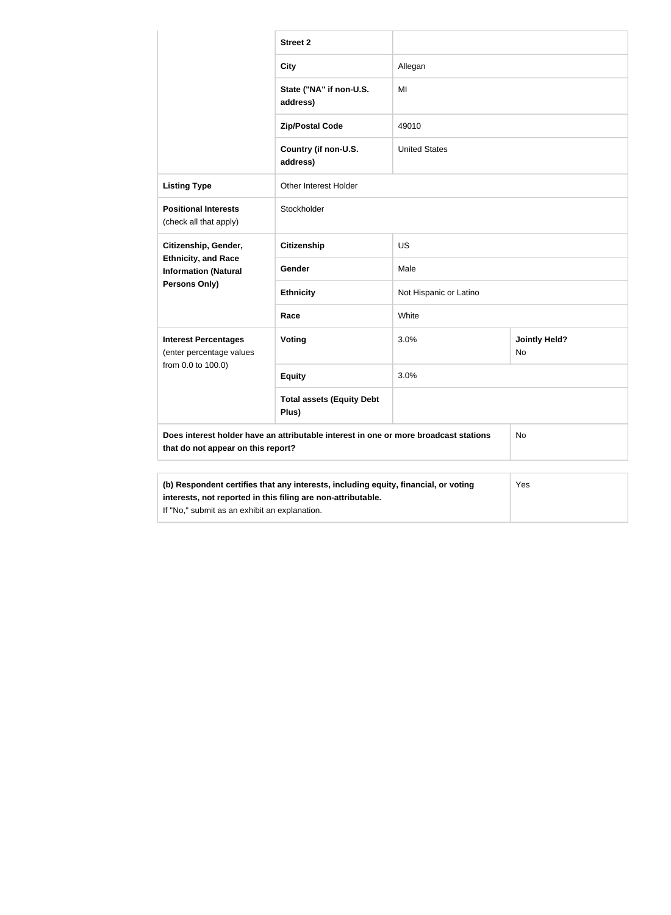| | | | |
|---|---|---|---|
| | **Street 2** | | |
| | **City** | Allegan | |
| | **State ("NA" if non-U.S. address)** | MI | |
| | **Zip/Postal Code** | 49010 | |
| | **Country (if non-U.S. address)** | United States | |
| **Listing Type** | Other Interest Holder | | |
| **Positional Interests** (check all that apply) | Stockholder | | |
| **Citizenship, Gender, Ethnicity, and Race Information (Natural Persons Only)** | **Citizenship** | US | |
| | **Gender** | Male | |
| | **Ethnicity** | Not Hispanic or Latino | |
| | **Race** | White | |
| **Interest Percentages** (enter percentage values from 0.0 to 100.0) | **Voting** | 3.0% | **Jointly Held?** No |
| | **Equity** | 3.0% | |
| | **Total assets (Equity Debt Plus)** | | |
| **Does interest holder have an attributable interest in one or more broadcast stations that do not appear on this report?** | | | No |

| | |
|---|---|
| **(b) Respondent certifies that any interests, including equity, financial, or voting interests, not reported in this filing are non-attributable.** If "No," submit as an exhibit an explanation. | Yes |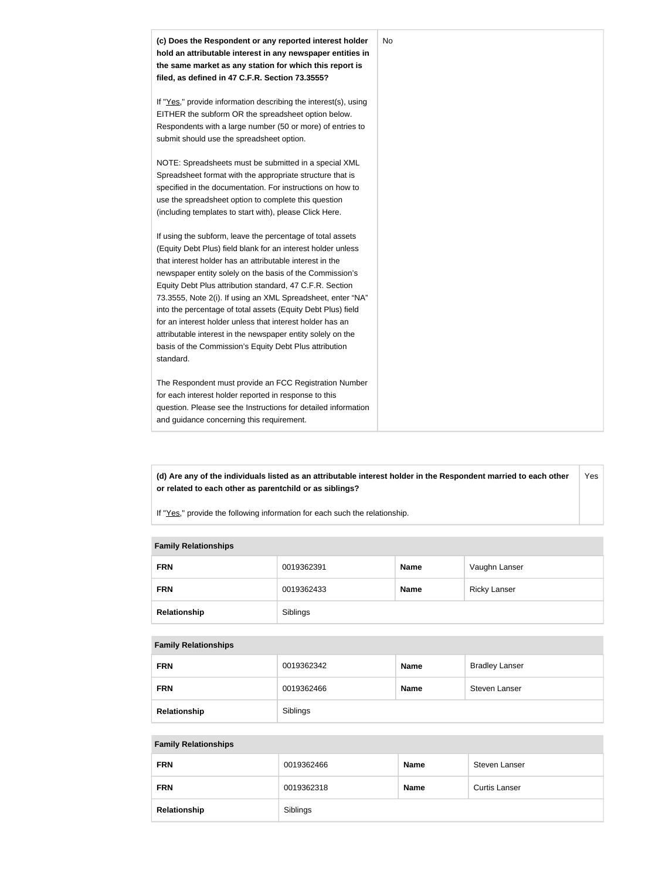| **(c) Does the Respondent or any reported interest holder hold an attributable interest in any newspaper entities in the same market as any station for which this report is filed, as defined in 47 C.F.R. Section 73.3555?**<br><br>If "Yes," provide information describing the interest(s), using EITHER the subform OR the spreadsheet option below. Respondents with a large number (50 or more) of entries to submit should use the spreadsheet option.<br><br>NOTE: Spreadsheets must be submitted in a special XML Spreadsheet format with the appropriate structure that is specified in the documentation. For instructions on how to use the spreadsheet option to complete this question (including templates to start with), please Click Here.<br><br>If using the subform, leave the percentage of total assets (Equity Debt Plus) field blank for an interest holder unless that interest holder has an attributable interest in the newspaper entity solely on the basis of the Commission's Equity Debt Plus attribution standard, 47 C.F.R. Section 73.3555, Note 2(i). If using an XML Spreadsheet, enter "NA" into the percentage of total assets (Equity Debt Plus) field for an interest holder unless that interest holder has an attributable interest in the newspaper entity solely on the basis of the Commission's Equity Debt Plus attribution standard.<br><br>The Respondent must provide an FCC Registration Number for each interest holder reported in response to this question. Please see the Instructions for detailed information and guidance concerning this requirement. | No |
|---|---|

| **(d) Are any of the individuals listed as an attributable interest holder in the Respondent married to each other or related to each other as parentchild or as siblings?**<br><br>If "Yes," provide the following information for each such the relationship. | Yes |
|---|---|

| **Family Relationships** | | | |
|---|---|---|---|
| **FRN** | 0019362391 | **Name** | Vaughn Lanser |
| **FRN** | 0019362433 | **Name** | Ricky Lanser |
| **Relationship** | Siblings | | |

| **Family Relationships** | | | |
|---|---|---|---|
| **FRN** | 0019362342 | **Name** | Bradley Lanser |
| **FRN** | 0019362466 | **Name** | Steven Lanser |
| **Relationship** | Siblings | | |

| **Family Relationships** | | | |
|---|---|---|---|
| **FRN** | 0019362466 | **Name** | Steven Lanser |
| **FRN** | 0019362318 | **Name** | Curtis Lanser |
| **Relationship** | Siblings | | |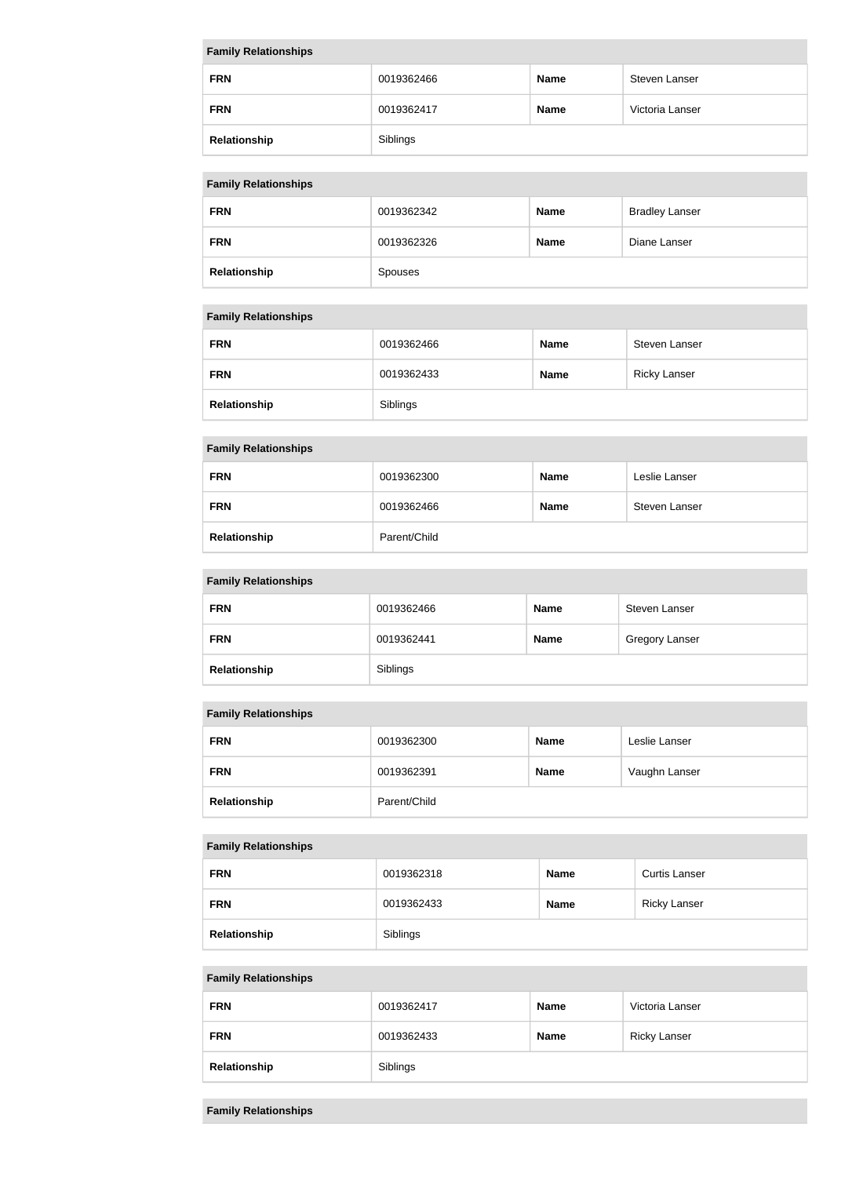| Family Relationships | | | |
|---|---|---|---|
| **FRN** | 0019362466 | **Name** | Steven Lanser |
| **FRN** | 0019362417 | **Name** | Victoria Lanser |
| **Relationship** | Siblings | | |

| Family Relationships | | | |
|---|---|---|---|
| **FRN** | 0019362342 | **Name** | Bradley Lanser |
| **FRN** | 0019362326 | **Name** | Diane Lanser |
| **Relationship** | Spouses | | |

| Family Relationships | | | |
|---|---|---|---|
| **FRN** | 0019362466 | **Name** | Steven Lanser |
| **FRN** | 0019362433 | **Name** | Ricky Lanser |
| **Relationship** | Siblings | | |

| Family Relationships | | | |
|---|---|---|---|
| **FRN** | 0019362300 | **Name** | Leslie Lanser |
| **FRN** | 0019362466 | **Name** | Steven Lanser |
| **Relationship** | Parent/Child | | |

| Family Relationships | | | |
|---|---|---|---|
| **FRN** | 0019362466 | **Name** | Steven Lanser |
| **FRN** | 0019362441 | **Name** | Gregory Lanser |
| **Relationship** | Siblings | | |

| Family Relationships | | | |
|---|---|---|---|
| **FRN** | 0019362300 | **Name** | Leslie Lanser |
| **FRN** | 0019362391 | **Name** | Vaughn Lanser |
| **Relationship** | Parent/Child | | |

| Family Relationships | | | |
|---|---|---|---|
| **FRN** | 0019362318 | **Name** | Curtis Lanser |
| **FRN** | 0019362433 | **Name** | Ricky Lanser |
| **Relationship** | Siblings | | |

| Family Relationships | | | |
|---|---|---|---|
| **FRN** | 0019362417 | **Name** | Victoria Lanser |
| **FRN** | 0019362433 | **Name** | Ricky Lanser |
| **Relationship** | Siblings | | |

| Family Relationships |
|---|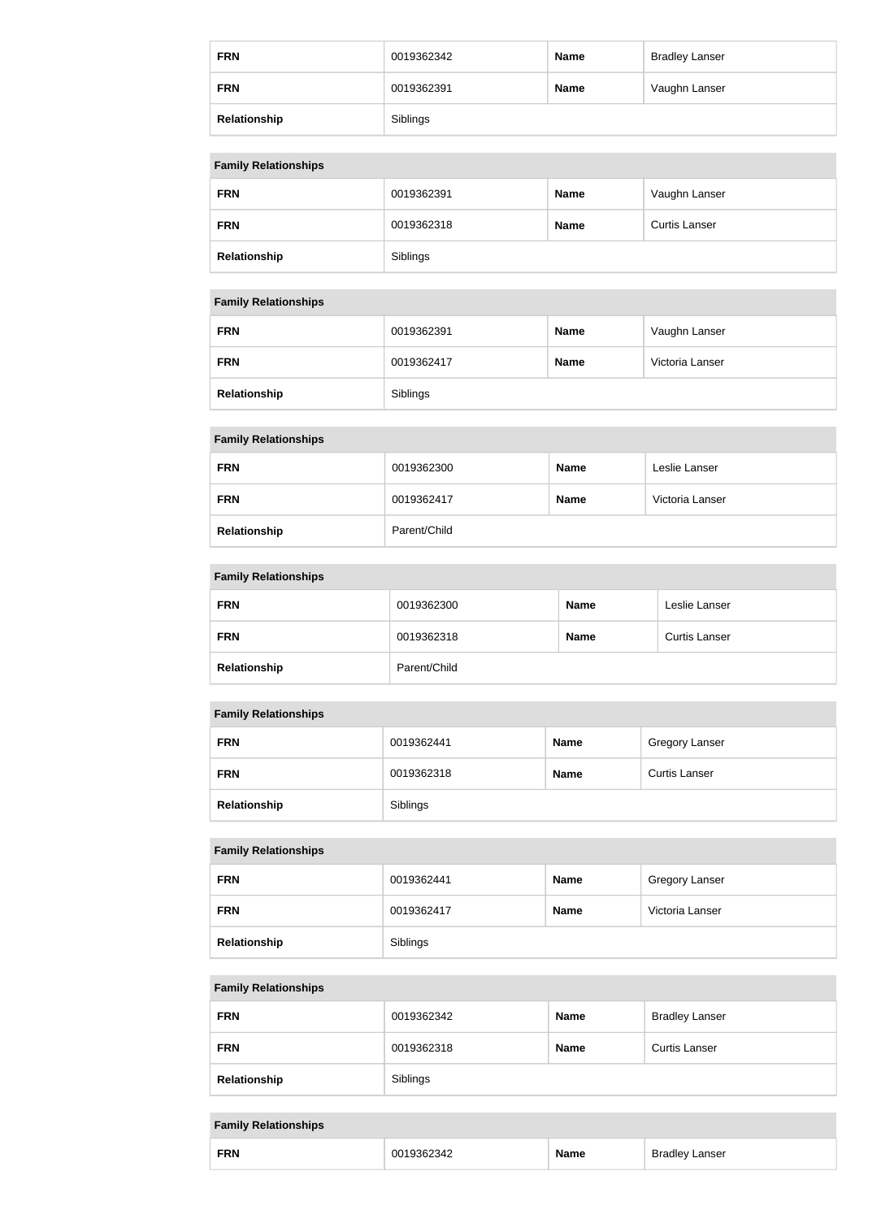| FRN | 0019362342 | Name | Bradley Lanser |
| --- | --- | --- | --- |
| FRN | 0019362391 | Name | Vaughn Lanser |
| Relationship | Siblings | | |

| Family Relationships | | | |
| --- | --- | --- | --- |
| FRN | 0019362391 | Name | Vaughn Lanser |
| FRN | 0019362318 | Name | Curtis Lanser |
| Relationship | Siblings | | |

| Family Relationships | | | |
| --- | --- | --- | --- |
| FRN | 0019362391 | Name | Vaughn Lanser |
| FRN | 0019362417 | Name | Victoria Lanser |
| Relationship | Siblings | | |

| Family Relationships | | | |
| --- | --- | --- | --- |
| FRN | 0019362300 | Name | Leslie Lanser |
| FRN | 0019362417 | Name | Victoria Lanser |
| Relationship | Parent/Child | | |

| Family Relationships | | | |
| --- | --- | --- | --- |
| FRN | 0019362300 | Name | Leslie Lanser |
| FRN | 0019362318 | Name | Curtis Lanser |
| Relationship | Parent/Child | | |

| Family Relationships | | | |
| --- | --- | --- | --- |
| FRN | 0019362441 | Name | Gregory Lanser |
| FRN | 0019362318 | Name | Curtis Lanser |
| Relationship | Siblings | | |

| Family Relationships | | | |
| --- | --- | --- | --- |
| FRN | 0019362441 | Name | Gregory Lanser |
| FRN | 0019362417 | Name | Victoria Lanser |
| Relationship | Siblings | | |

| Family Relationships | | | |
| --- | --- | --- | --- |
| FRN | 0019362342 | Name | Bradley Lanser |
| FRN | 0019362318 | Name | Curtis Lanser |
| Relationship | Siblings | | |

| Family Relationships | | | |
| --- | --- | --- | --- |
| FRN | 0019362342 | Name | Bradley Lanser |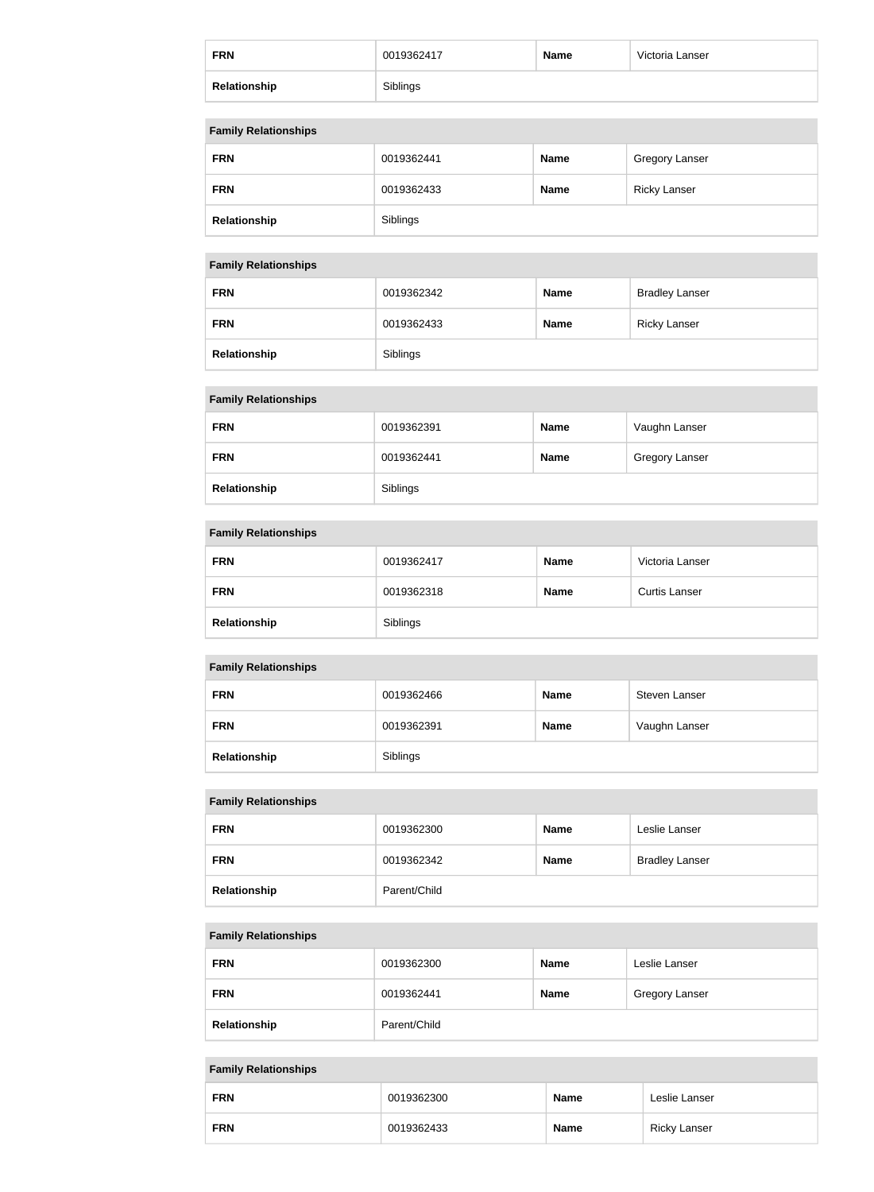| FRN | 0019362417 | Name | Victoria Lanser |
| --- | --- | --- | --- |
| Relationship | Siblings | | |

| Family Relationships | | | |
| --- | --- | --- | --- |
| FRN | 0019362441 | Name | Gregory Lanser |
| FRN | 0019362433 | Name | Ricky Lanser |
| Relationship | Siblings | | |

| Family Relationships | | | |
| --- | --- | --- | --- |
| FRN | 0019362342 | Name | Bradley Lanser |
| FRN | 0019362433 | Name | Ricky Lanser |
| Relationship | Siblings | | |

| Family Relationships | | | |
| --- | --- | --- | --- |
| FRN | 0019362391 | Name | Vaughn Lanser |
| FRN | 0019362441 | Name | Gregory Lanser |
| Relationship | Siblings | | |

| Family Relationships | | | |
| --- | --- | --- | --- |
| FRN | 0019362417 | Name | Victoria Lanser |
| FRN | 0019362318 | Name | Curtis Lanser |
| Relationship | Siblings | | |

| Family Relationships | | | |
| --- | --- | --- | --- |
| FRN | 0019362466 | Name | Steven Lanser |
| FRN | 0019362391 | Name | Vaughn Lanser |
| Relationship | Siblings | | |

| Family Relationships | | | |
| --- | --- | --- | --- |
| FRN | 0019362300 | Name | Leslie Lanser |
| FRN | 0019362342 | Name | Bradley Lanser |
| Relationship | Parent/Child | | |

| Family Relationships | | | |
| --- | --- | --- | --- |
| FRN | 0019362300 | Name | Leslie Lanser |
| FRN | 0019362441 | Name | Gregory Lanser |
| Relationship | Parent/Child | | |

| Family Relationships | | | |
| --- | --- | --- | --- |
| FRN | 0019362300 | Name | Leslie Lanser |
| FRN | 0019362433 | Name | Ricky Lanser |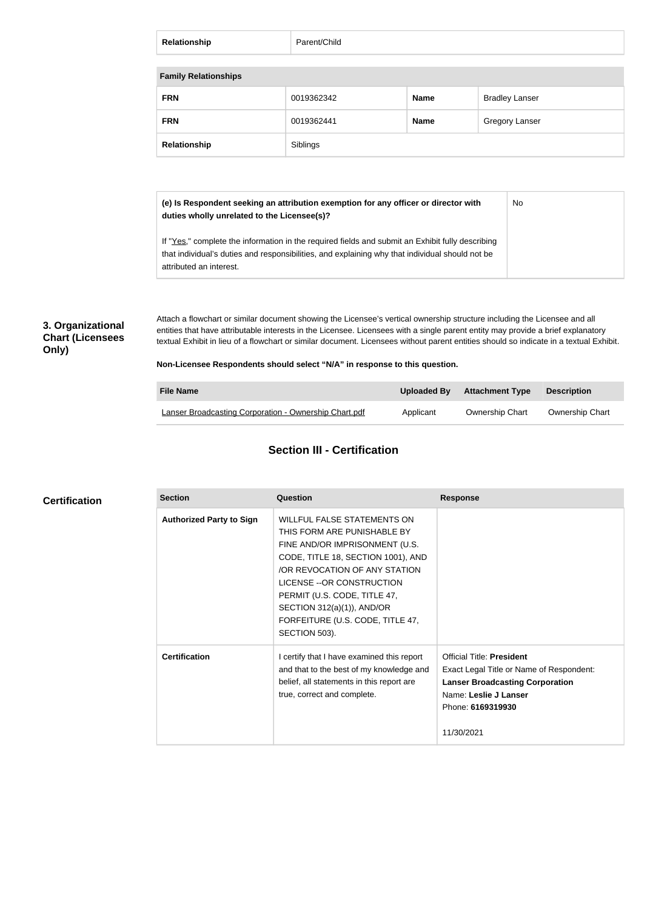| | |
|---|---|
| **Relationship** | Parent/Child |

| **Family Relationships** | | | |
|---|---|---|---|
| **FRN** | 0019362342 | **Name** | Bradley Lanser |
| **FRN** | 0019362441 | **Name** | Gregory Lanser |
| **Relationship** | Siblings | | |

| | |
|---|---|
| **(e) Is Respondent seeking an attribution exemption for any officer or director with duties wholly unrelated to the Licensee(s)?**<br><br>If "Yes," complete the information in the required fields and submit an Exhibit fully describing that individual's duties and responsibilities, and explaining why that individual should not be attributed an interest. | No |

### 3. Organizational Chart (Licensees Only)

Attach a flowchart or similar document showing the Licensee's vertical ownership structure including the Licensee and all entities that have attributable interests in the Licensee. Licensees with a single parent entity may provide a brief explanatory textual Exhibit in lieu of a flowchart or similar document. Licensees without parent entities should so indicate in a textual Exhibit.

**Non-Licensee Respondents should select "N/A" in response to this question.**

| File Name | Uploaded By | Attachment Type | Description |
|---|---|---|---|
| Lanser Broadcasting Corporation - Ownership Chart.pdf | Applicant | Ownership Chart | Ownership Chart |

## Section III - Certification

### Certification

| Section | Question | Response |
|---|---|---|
| **Authorized Party to Sign** | WILLFUL FALSE STATEMENTS ON THIS FORM ARE PUNISHABLE BY FINE AND/OR IMPRISONMENT (U.S. CODE, TITLE 18, SECTION 1001), AND /OR REVOCATION OF ANY STATION LICENSE --OR CONSTRUCTION PERMIT (U.S. CODE, TITLE 47, SECTION 312(a)(1)), AND/OR FORFEITURE (U.S. CODE, TITLE 47, SECTION 503). | |
| **Certification** | I certify that I have examined this report and that to the best of my knowledge and belief, all statements in this report are true, correct and complete. | Official Title: **President**<br>Exact Legal Title or Name of Respondent: **Lanser Broadcasting Corporation**<br>Name: **Leslie J Lanser**<br>Phone: **6169319930**<br><br>11/30/2021 |